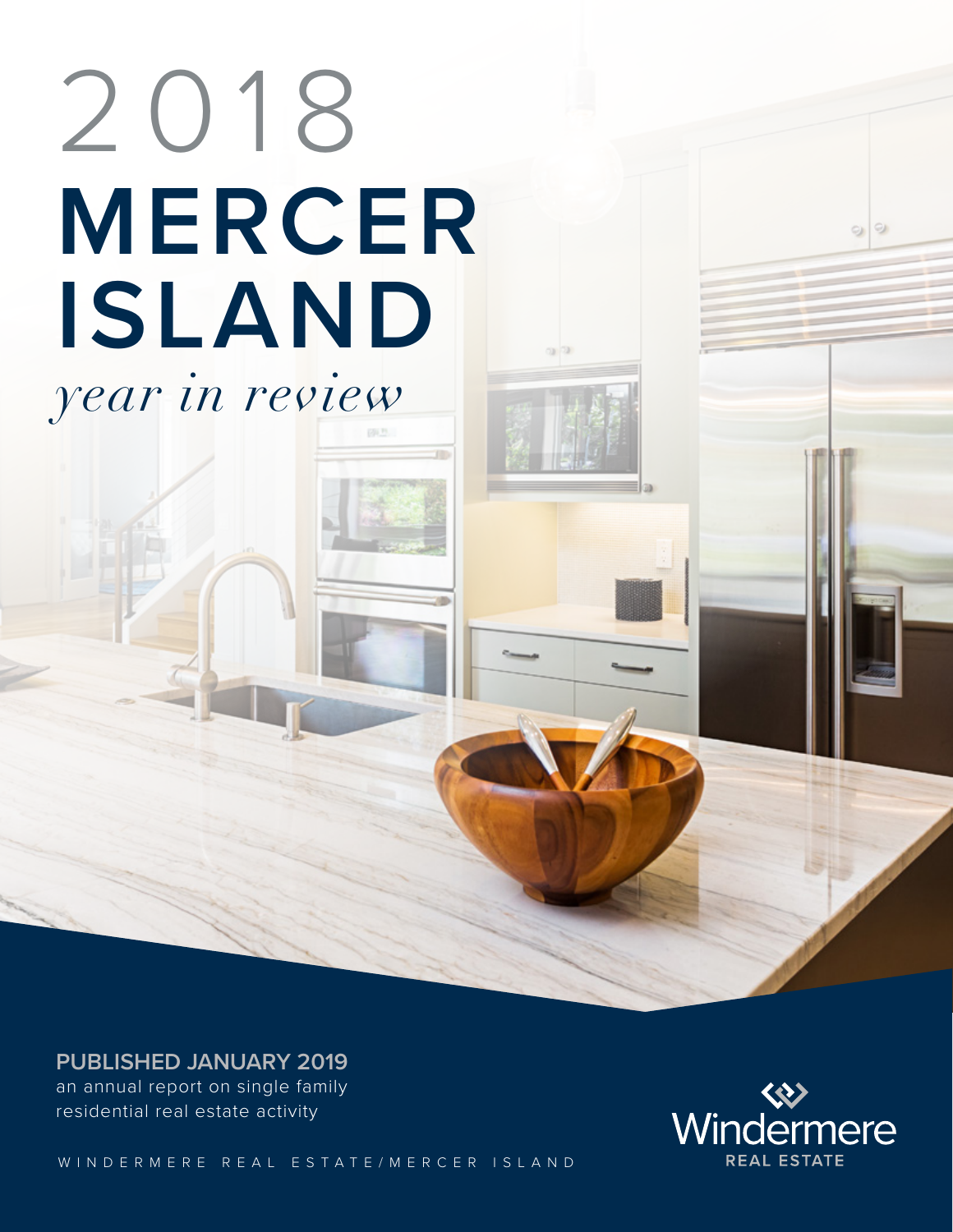# 2018 MERCER ISLAND

*year in review*

**PUBLISHED JANUARY 2019**

an annual report on single family residential real estate activity

WINDERMERE REAL ESTATE/MERCER ISLAND

Windermere REAL ESTATE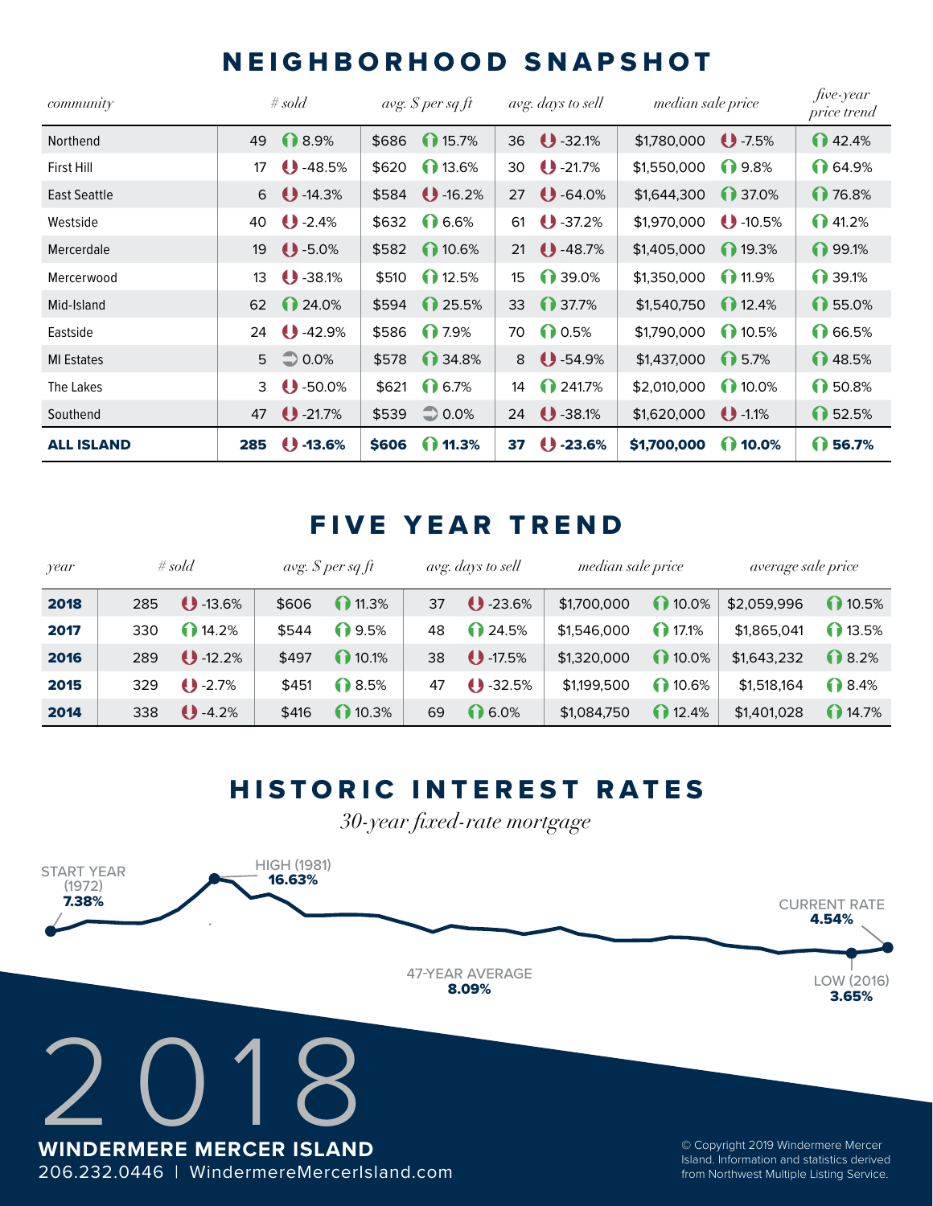# NEIGHBORHOOD SNAPSHOT

| *community* | *# sold* | | *avg. $ per sq ft* | | *avg. days to sell* | | *median sale price* | | *five-year price trend* |
|---|---|---|---|---|---|---|---|---|---|
| Northend | 49 | 8.9% | $686 | 15.7% | 36 | -32.1% | $1,780,000 | -7.5% | 42.4% |
| First Hill | 17 | -48.5% | $620 | 13.6% | 30 | -21.7% | $1,550,000 | 9.8% | 64.9% |
| East Seattle | 6 | -14.3% | $584 | -16.2% | 27 | -64.0% | $1,644,300 | 37.0% | 76.8% |
| Westside | 40 | -2.4% | $632 | 6.6% | 61 | -37.2% | $1,970,000 | -10.5% | 41.2% |
| Mercerdale | 19 | -5.0% | $582 | 10.6% | 21 | -48.7% | $1,405,000 | 19.3% | 99.1% |
| Mercerwood | 13 | -38.1% | $510 | 12.5% | 15 | 39.0% | $1,350,000 | 11.9% | 39.1% |
| Mid-Island | 62 | 24.0% | $594 | 25.5% | 33 | 37.7% | $1,540,750 | 12.4% | 55.0% |
| Eastside | 24 | -42.9% | $586 | 7.9% | 70 | 0.5% | $1,790,000 | 10.5% | 66.5% |
| MI Estates | 5 | 0.0% | $578 | 34.8% | 8 | -54.9% | $1,437,000 | 5.7% | 48.5% |
| The Lakes | 3 | -50.0% | $621 | 6.7% | 14 | 241.7% | $2,010,000 | 10.0% | 50.8% |
| Southend | 47 | -21.7% | $539 | 0.0% | 24 | -38.1% | $1,620,000 | -1.1% | 52.5% |
| **ALL ISLAND** | **285** | **-13.6%** | **$606** | **11.3%** | **37** | **-23.6%** | **$1,700,000** | **10.0%** | **56.7%** |

# FIVE YEAR TREND

| *year* | *# sold* | | *avg. $ per sq ft* | | *avg. days to sell* | | *median sale price* | | *average sale price* | |
|---|---|---|---|---|---|---|---|---|---|---|
| **2018** | 285 | -13.6% | $606 | 11.3% | 37 | -23.6% | $1,700,000 | 10.0% | $2,059,996 | 10.5% |
| **2017** | 330 | 14.2% | $544 | 9.5% | 48 | 24.5% | $1,546,000 | 17.1% | $1,865,041 | 13.5% |
| **2016** | 289 | -12.2% | $497 | 10.1% | 38 | -17.5% | $1,320,000 | 10.0% | $1,643,232 | 8.2% |
| **2015** | 329 | -2.7% | $451 | 8.5% | 47 | -32.5% | $1,199,500 | 10.6% | $1,518,164 | 8.4% |
| **2014** | 338 | -4.2% | $416 | 10.3% | 69 | 6.0% | $1,084,750 | 12.4% | $1,401,028 | 14.7% |

# HISTORIC INTEREST RATES

*30-year fixed-rate mortgage*

START YEAR (1972) **7.38%**

HIGH (1981) **16.63%**

47-YEAR AVERAGE **8.09%**

CURRENT RATE **4.54%**

LOW (2016) **3.65%**

2018

**WINDERMERE MERCER ISLAND**
206.232.0446 | WindermereMercerIsland.com

© Copyright 2019 Windermere Mercer Island. Information and statistics derived from Northwest Multiple Listing Service.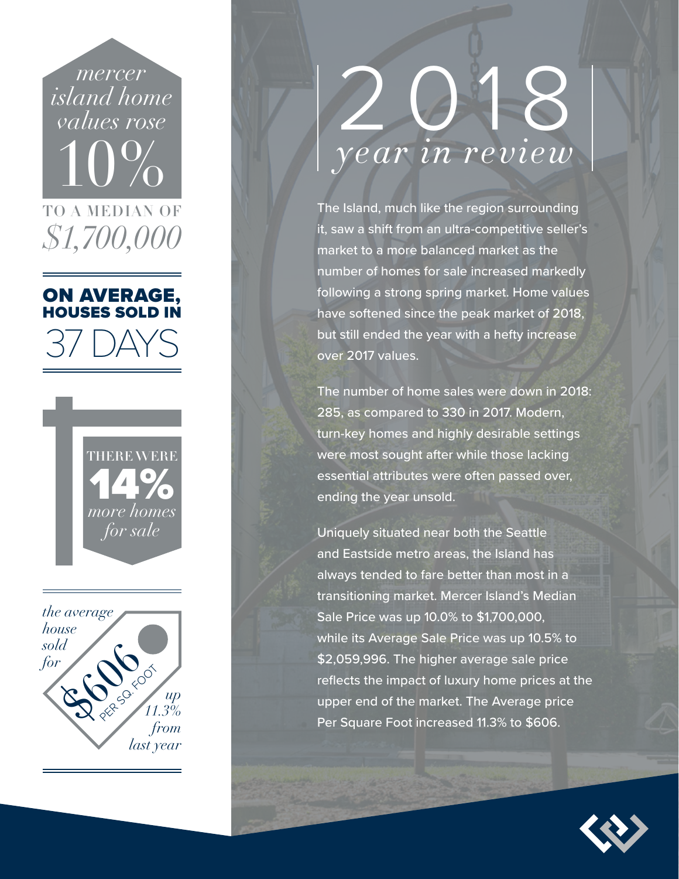*mercer island home values rose*

10%

TO A MEDIAN OF

*$1,700,000*

**ON AVERAGE, HOUSES SOLD IN**

37 DAYS

THERE WERE

**14%**

*more homes for sale*

*the average house sold for*

$606 PER SQ. FOOT

*up 11.3% from last year*

# 2018 *year in review*

The Island, much like the region surrounding it, saw a shift from an ultra-competitive seller's market to a more balanced market as the number of homes for sale increased markedly following a strong spring market. Home values have softened since the peak market of 2018, but still ended the year with a hefty increase over 2017 values.

The number of home sales were down in 2018: 285, as compared to 330 in 2017. Modern, turn-key homes and highly desirable settings were most sought after while those lacking essential attributes were often passed over, ending the year unsold.

Uniquely situated near both the Seattle and Eastside metro areas, the Island has always tended to fare better than most in a transitioning market. Mercer Island's Median Sale Price was up 10.0% to $1,700,000, while its Average Sale Price was up 10.5% to $2,059,996. The higher average sale price reflects the impact of luxury home prices at the upper end of the market. The Average price Per Square Foot increased 11.3% to $606.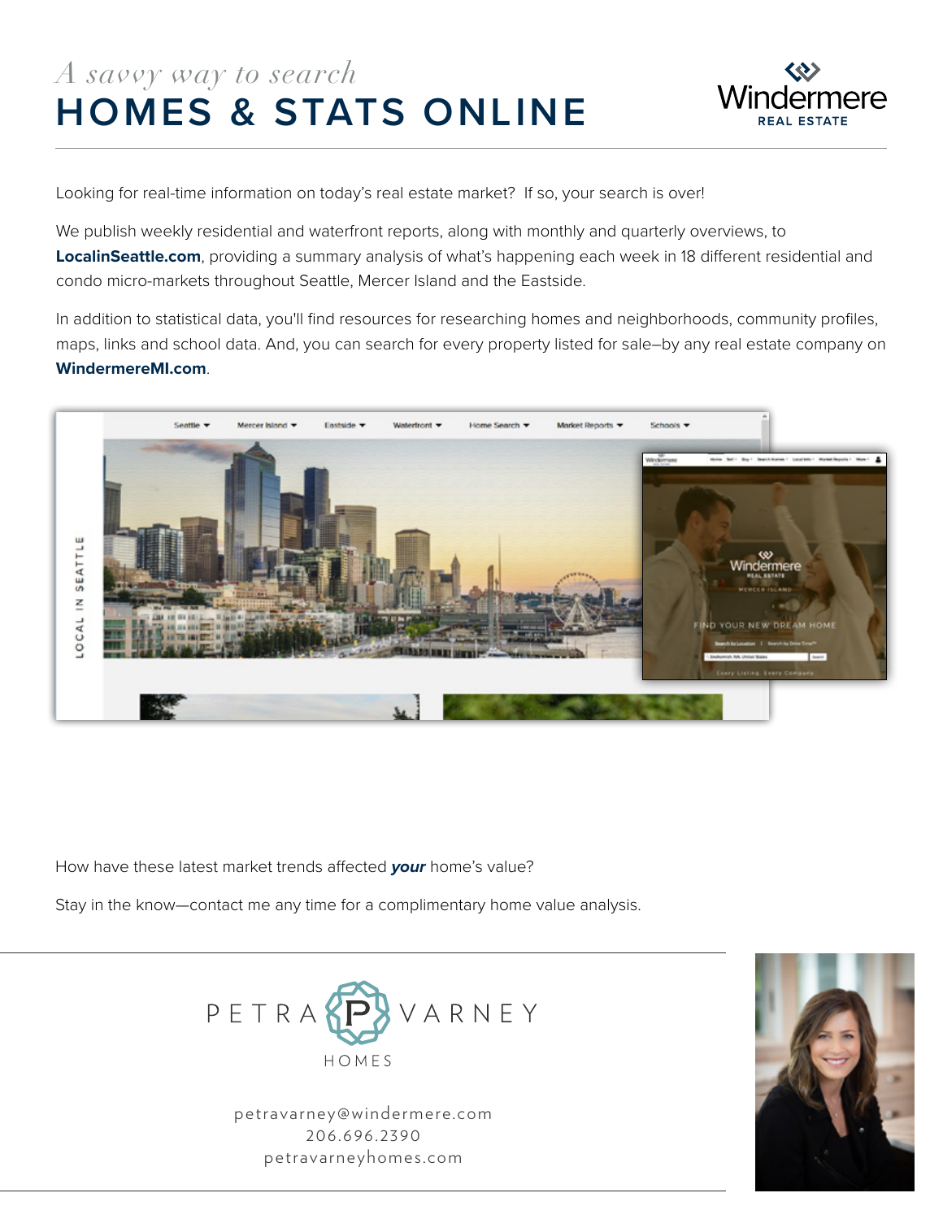*A savvy way to search*

# HOMES & STATS ONLINE

Windermere REAL ESTATE

Looking for real-time information on today's real estate market? If so, your search is over!

We publish weekly residential and waterfront reports, along with monthly and quarterly overviews, to **LocalinSeattle.com**, providing a summary analysis of what's happening each week in 18 different residential and condo micro-markets throughout Seattle, Mercer Island and the Eastside.

In addition to statistical data, you'll find resources for researching homes and neighborhoods, community profiles, maps, links and school data. And, you can search for every property listed for sale–by any real estate company on **WindermereMI.com**.

How have these latest market trends affected ***your*** home's value?

Stay in the know—contact me any time for a complimentary home value analysis.

PETRA VARNEY HOMES

petravarney@windermere.com
206.696.2390
petravarneyhomes.com